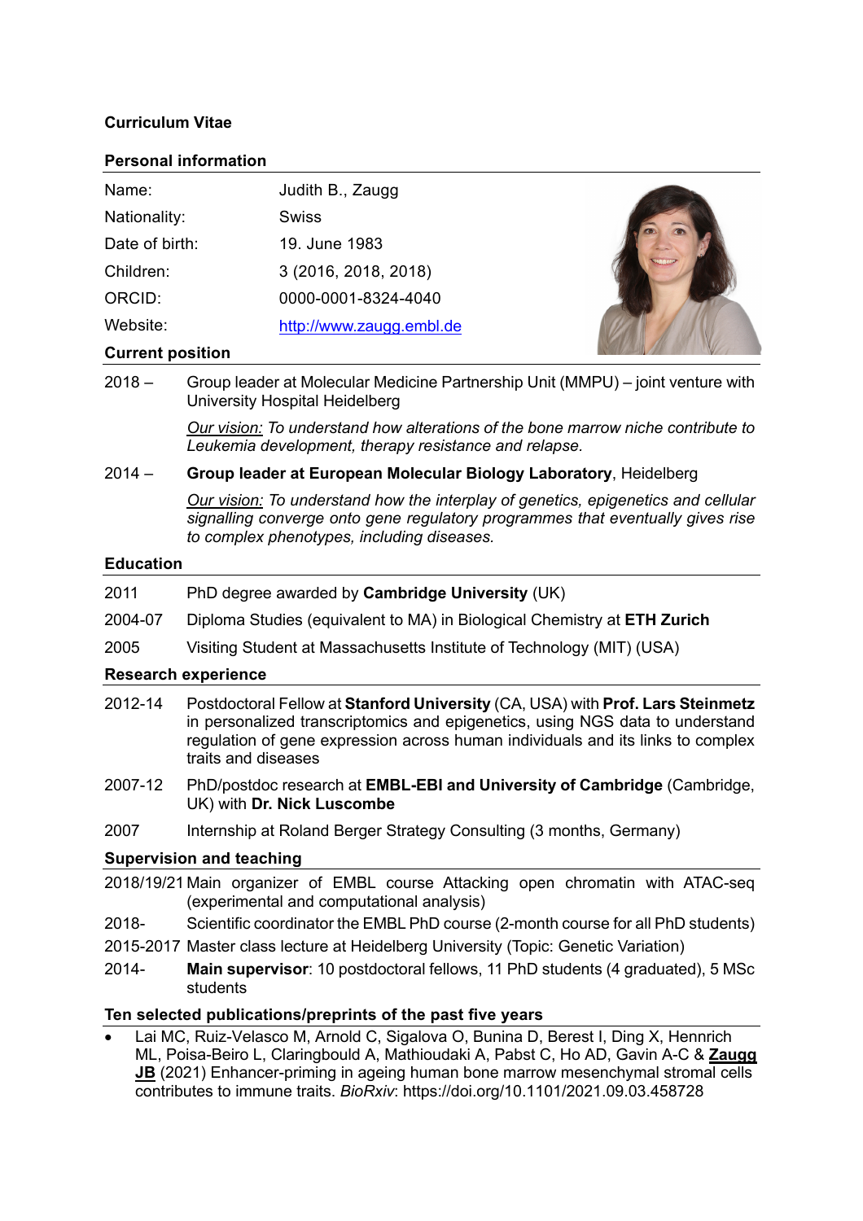# Curriculum Vitae

## Personal information

| | |
|---|---|
| Name: | Judith B., Zaugg |
| Nationality: | Swiss |
| Date of birth: | 19. June 1983 |
| Children: | 3 (2016, 2018, 2018) |
| ORCID: | 0000-0001-8324-4040 |
| Website: | http://www.zaugg.embl.de |

## Current position

2018 – Group leader at Molecular Medicine Partnership Unit (MMPU) – joint venture with University Hospital Heidelberg

*Our vision: To understand how alterations of the bone marrow niche contribute to Leukemia development, therapy resistance and relapse.*

2014 – **Group leader at European Molecular Biology Laboratory**, Heidelberg

*Our vision: To understand how the interplay of genetics, epigenetics and cellular signalling converge onto gene regulatory programmes that eventually gives rise to complex phenotypes, including diseases.*

## Education

2011 PhD degree awarded by **Cambridge University** (UK)

2004-07 Diploma Studies (equivalent to MA) in Biological Chemistry at **ETH Zurich**

2005 Visiting Student at Massachusetts Institute of Technology (MIT) (USA)

## Research experience

2012-14 Postdoctoral Fellow at **Stanford University** (CA, USA) with **Prof. Lars Steinmetz** in personalized transcriptomics and epigenetics, using NGS data to understand regulation of gene expression across human individuals and its links to complex traits and diseases

2007-12 PhD/postdoc research at **EMBL-EBI and University of Cambridge** (Cambridge, UK) with **Dr. Nick Luscombe**

2007 Internship at Roland Berger Strategy Consulting (3 months, Germany)

## Supervision and teaching

2018/19/21 Main organizer of EMBL course Attacking open chromatin with ATAC-seq (experimental and computational analysis)

2018- Scientific coordinator the EMBL PhD course (2-month course for all PhD students)

2015-2017 Master class lecture at Heidelberg University (Topic: Genetic Variation)

2014- **Main supervisor**: 10 postdoctoral fellows, 11 PhD students (4 graduated), 5 MSc students

## Ten selected publications/preprints of the past five years

- Lai MC, Ruiz-Velasco M, Arnold C, Sigalova O, Bunina D, Berest I, Ding X, Hennrich ML, Poisa-Beiro L, Claringbould A, Mathioudaki A, Pabst C, Ho AD, Gavin A-C & **Zaugg JB** (2021) Enhancer-priming in ageing human bone marrow mesenchymal stromal cells contributes to immune traits. *BioRxiv*: https://doi.org/10.1101/2021.09.03.458728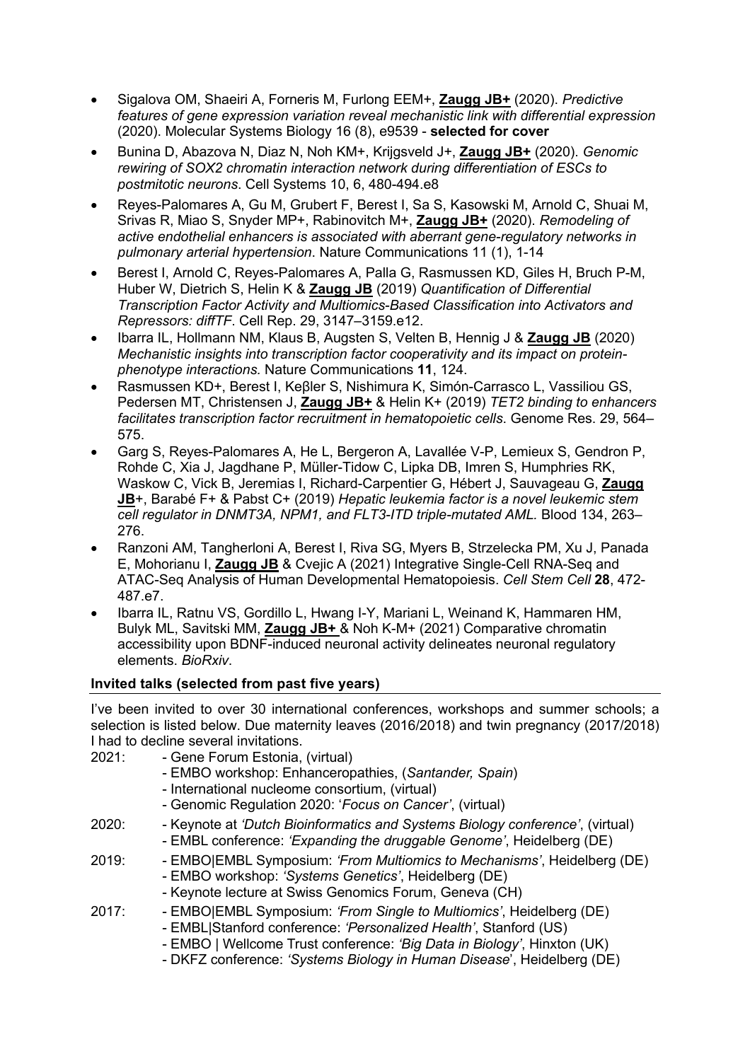- Sigalova OM, Shaeiri A, Forneris M, Furlong EEM+, **Zaugg JB+** (2020). *Predictive features of gene expression variation reveal mechanistic link with differential expression* (2020). Molecular Systems Biology 16 (8), e9539 - **selected for cover**
- Bunina D, Abazova N, Diaz N, Noh KM+, Krijgsveld J+, **Zaugg JB+** (2020). *Genomic rewiring of SOX2 chromatin interaction network during differentiation of ESCs to postmitotic neurons*. Cell Systems 10, 6, 480-494.e8
- Reyes-Palomares A, Gu M, Grubert F, Berest I, Sa S, Kasowski M, Arnold C, Shuai M, Srivas R, Miao S, Snyder MP+, Rabinovitch M+, **Zaugg JB+** (2020). *Remodeling of active endothelial enhancers is associated with aberrant gene-regulatory networks in pulmonary arterial hypertension*. Nature Communications 11 (1), 1-14
- Berest I, Arnold C, Reyes-Palomares A, Palla G, Rasmussen KD, Giles H, Bruch P-M, Huber W, Dietrich S, Helin K & **Zaugg JB** (2019) *Quantification of Differential Transcription Factor Activity and Multiomics-Based Classification into Activators and Repressors: diffTF*. Cell Rep. 29, 3147–3159.e12.
- Ibarra IL, Hollmann NM, Klaus B, Augsten S, Velten B, Hennig J & **Zaugg JB** (2020) *Mechanistic insights into transcription factor cooperativity and its impact on protein-phenotype interactions.* Nature Communications **11**, 124.
- Rasmussen KD+, Berest I, Keβler S, Nishimura K, Simón-Carrasco L, Vassiliou GS, Pedersen MT, Christensen J, **Zaugg JB+** & Helin K+ (2019) *TET2 binding to enhancers facilitates transcription factor recruitment in hematopoietic cells.* Genome Res. 29, 564–575.
- Garg S, Reyes-Palomares A, He L, Bergeron A, Lavallée V-P, Lemieux S, Gendron P, Rohde C, Xia J, Jagdhane P, Müller-Tidow C, Lipka DB, Imren S, Humphries RK, Waskow C, Vick B, Jeremias I, Richard-Carpentier G, Hébert J, Sauvageau G, **Zaugg JB**+, Barabé F+ & Pabst C+ (2019) *Hepatic leukemia factor is a novel leukemic stem cell regulator in DNMT3A, NPM1, and FLT3-ITD triple-mutated AML.* Blood 134, 263–276.
- Ranzoni AM, Tangherloni A, Berest I, Riva SG, Myers B, Strzelecka PM, Xu J, Panada E, Mohorianu I, **Zaugg JB** & Cvejic A (2021) Integrative Single-Cell RNA-Seq and ATAC-Seq Analysis of Human Developmental Hematopoiesis. *Cell Stem Cell* **28**, 472-487.e7.
- Ibarra IL, Ratnu VS, Gordillo L, Hwang I-Y, Mariani L, Weinand K, Hammaren HM, Bulyk ML, Savitski MM, **Zaugg JB+** & Noh K-M+ (2021) Comparative chromatin accessibility upon BDNF-induced neuronal activity delineates neuronal regulatory elements. *BioRxiv*.

**Invited talks (selected from past five years)**

I've been invited to over 30 international conferences, workshops and summer schools; a selection is listed below. Due maternity leaves (2016/2018) and twin pregnancy (2017/2018) I had to decline several invitations.

2021:
- Gene Forum Estonia, (virtual)
- EMBO workshop: Enhanceropathies, (*Santander, Spain*)
- International nucleome consortium, (virtual)
- Genomic Regulation 2020: '*Focus on Cancer'*, (virtual)

2020:
- Keynote at *'Dutch Bioinformatics and Systems Biology conference'*, (virtual)
- EMBL conference: *'Expanding the druggable Genome'*, Heidelberg (DE)

2019:
- EMBO|EMBL Symposium: *'From Multiomics to Mechanisms'*, Heidelberg (DE)
- EMBO workshop: *'Systems Genetics'*, Heidelberg (DE)
- Keynote lecture at Swiss Genomics Forum, Geneva (CH)

2017:
- EMBO|EMBL Symposium: *'From Single to Multiomics'*, Heidelberg (DE)
- EMBL|Stanford conference: *'Personalized Health'*, Stanford (US)
- EMBO | Wellcome Trust conference: *'Big Data in Biology'*, Hinxton (UK)
- DKFZ conference: *'Systems Biology in Human Disease*', Heidelberg (DE)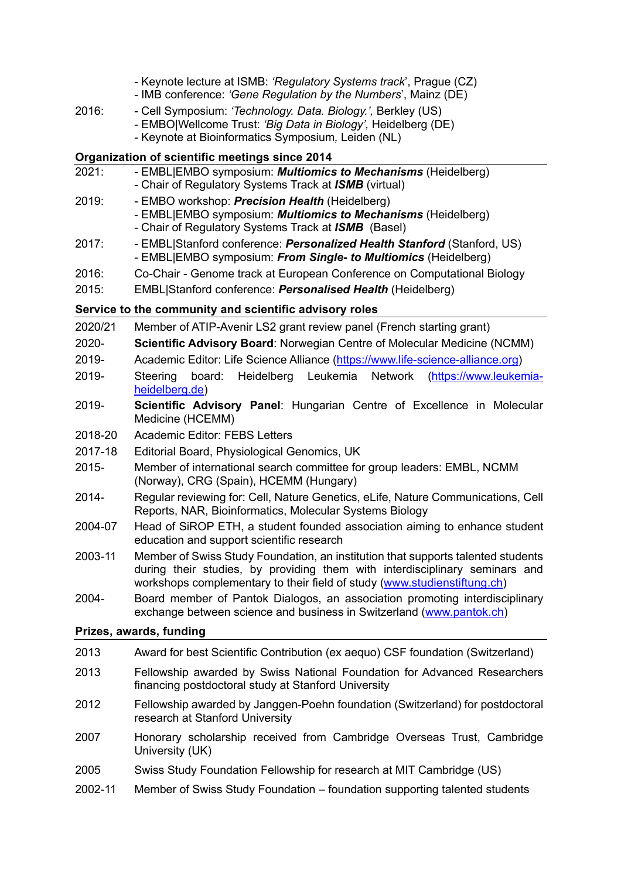- Keynote lecture at ISMB: *'Regulatory Systems track*', Prague (CZ)
- IMB conference: *'Gene Regulation by the Numbers*', Mainz (DE)

2016:
- Cell Symposium: *'Technology. Data. Biology.',* Berkley (US)
- EMBO|Wellcome Trust: *'Big Data in Biology',* Heidelberg (DE)
- Keynote at Bioinformatics Symposium*,* Leiden (NL)

**Organization of scientific meetings since 2014**

2021:
- EMBL|EMBO symposium: ***Multiomics to Mechanisms*** (Heidelberg)
- Chair of Regulatory Systems Track at ***ISMB*** (virtual)

2019:
- EMBO workshop: ***Precision Health*** (Heidelberg)
- EMBL|EMBO symposium: ***Multiomics to Mechanisms*** (Heidelberg)
- Chair of Regulatory Systems Track at ***ISMB*** (Basel)

2017:
- EMBL|Stanford conference: ***Personalized Health Stanford*** (Stanford, US)
- EMBL|EMBO symposium: ***From Single- to Multiomics*** (Heidelberg)

2016: Co-Chair - Genome track at European Conference on Computational Biology

2015: EMBL|Stanford conference: ***Personalised Health*** (Heidelberg)

**Service to the community and scientific advisory roles**

| | |
|---|---|
| 2020/21 | Member of ATIP-Avenir LS2 grant review panel (French starting grant) |
| 2020- | **Scientific Advisory Board**: Norwegian Centre of Molecular Medicine (NCMM) |
| 2019- | Academic Editor: Life Science Alliance (https://www.life-science-alliance.org) |
| 2019- | Steering board: Heidelberg Leukemia Network (https://www.leukemia-heidelberg.de) |
| 2019- | **Scientific Advisory Panel**: Hungarian Centre of Excellence in Molecular Medicine (HCEMM) |
| 2018-20 | Academic Editor: FEBS Letters |
| 2017-18 | Editorial Board, Physiological Genomics, UK |
| 2015- | Member of international search committee for group leaders: EMBL, NCMM (Norway), CRG (Spain), HCEMM (Hungary) |
| 2014- | Regular reviewing for: Cell, Nature Genetics, eLife, Nature Communications, Cell Reports, NAR, Bioinformatics, Molecular Systems Biology |
| 2004-07 | Head of SiROP ETH, a student founded association aiming to enhance student education and support scientific research |
| 2003-11 | Member of Swiss Study Foundation, an institution that supports talented students during their studies, by providing them with interdisciplinary seminars and workshops complementary to their field of study (www.studienstiftung.ch) |
| 2004- | Board member of Pantok Dialogos, an association promoting interdisciplinary exchange between science and business in Switzerland (www.pantok.ch) |

**Prizes, awards, funding**

| | |
|---|---|
| 2013 | Award for best Scientific Contribution (ex aequo) CSF foundation (Switzerland) |
| 2013 | Fellowship awarded by Swiss National Foundation for Advanced Researchers financing postdoctoral study at Stanford University |
| 2012 | Fellowship awarded by Janggen-Poehn foundation (Switzerland) for postdoctoral research at Stanford University |
| 2007 | Honorary scholarship received from Cambridge Overseas Trust, Cambridge University (UK) |
| 2005 | Swiss Study Foundation Fellowship for research at MIT Cambridge (US) |
| 2002-11 | Member of Swiss Study Foundation – foundation supporting talented students |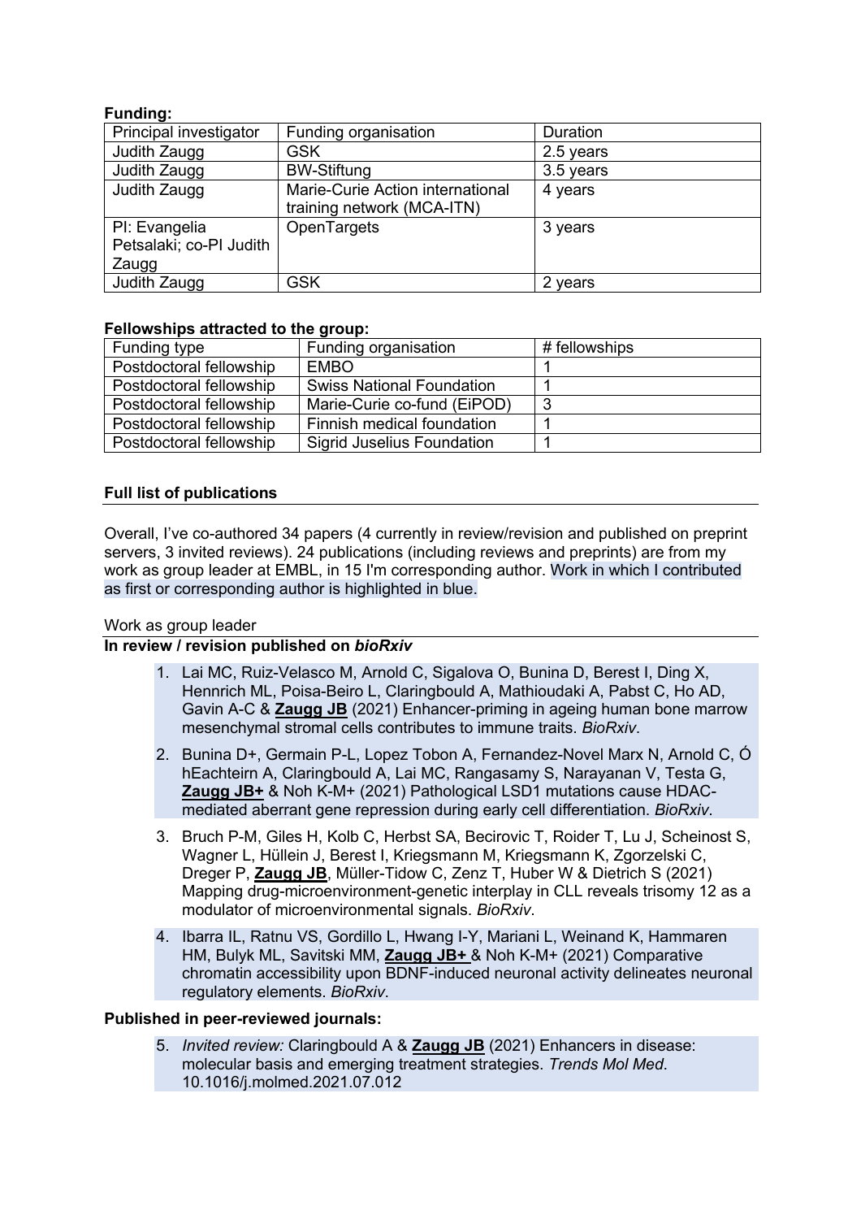**Funding:**

| Principal investigator | Funding organisation | Duration |
| --- | --- | --- |
| Judith Zaugg | GSK | 2.5 years |
| Judith Zaugg | BW-Stiftung | 3.5 years |
| Judith Zaugg | Marie-Curie Action international training network (MCA-ITN) | 4 years |
| PI: Evangelia Petsalaki; co-PI Judith Zaugg | OpenTargets | 3 years |
| Judith Zaugg | GSK | 2 years |

**Fellowships attracted to the group:**

| Funding type | Funding organisation | # fellowships |
| --- | --- | --- |
| Postdoctoral fellowship | EMBO | 1 |
| Postdoctoral fellowship | Swiss National Foundation | 1 |
| Postdoctoral fellowship | Marie-Curie co-fund (EiPOD) | 3 |
| Postdoctoral fellowship | Finnish medical foundation | 1 |
| Postdoctoral fellowship | Sigrid Juselius Foundation | 1 |

## Full list of publications

Overall, I've co-authored 34 papers (4 currently in review/revision and published on preprint servers, 3 invited reviews). 24 publications (including reviews and preprints) are from my work as group leader at EMBL, in 15 I'm corresponding author. Work in which I contributed as first or corresponding author is highlighted in blue.

Work as group leader

**In review / revision published on *bioRxiv***

1. Lai MC, Ruiz-Velasco M, Arnold C, Sigalova O, Bunina D, Berest I, Ding X, Hennrich ML, Poisa-Beiro L, Claringbould A, Mathioudaki A, Pabst C, Ho AD, Gavin A-C & **Zaugg JB** (2021) Enhancer-priming in ageing human bone marrow mesenchymal stromal cells contributes to immune traits. *BioRxiv*.
2. Bunina D+, Germain P-L, Lopez Tobon A, Fernandez-Novel Marx N, Arnold C, Ó hEachteirn A, Claringbould A, Lai MC, Rangasamy S, Narayanan V, Testa G, **Zaugg JB+** & Noh K-M+ (2021) Pathological LSD1 mutations cause HDAC-mediated aberrant gene repression during early cell differentiation. *BioRxiv*.
3. Bruch P-M, Giles H, Kolb C, Herbst SA, Becirovic T, Roider T, Lu J, Scheinost S, Wagner L, Hüllein J, Berest I, Kriegsmann M, Kriegsmann K, Zgorzelski C, Dreger P, **Zaugg JB**, Müller-Tidow C, Zenz T, Huber W & Dietrich S (2021) Mapping drug-microenvironment-genetic interplay in CLL reveals trisomy 12 as a modulator of microenvironmental signals. *BioRxiv*.
4. Ibarra IL, Ratnu VS, Gordillo L, Hwang I-Y, Mariani L, Weinand K, Hammaren HM, Bulyk ML, Savitski MM, **Zaugg JB+** & Noh K-M+ (2021) Comparative chromatin accessibility upon BDNF-induced neuronal activity delineates neuronal regulatory elements. *BioRxiv*.

**Published in peer-reviewed journals:**

5. *Invited review:* Claringbould A & **Zaugg JB** (2021) Enhancers in disease: molecular basis and emerging treatment strategies. *Trends Mol Med*. 10.1016/j.molmed.2021.07.012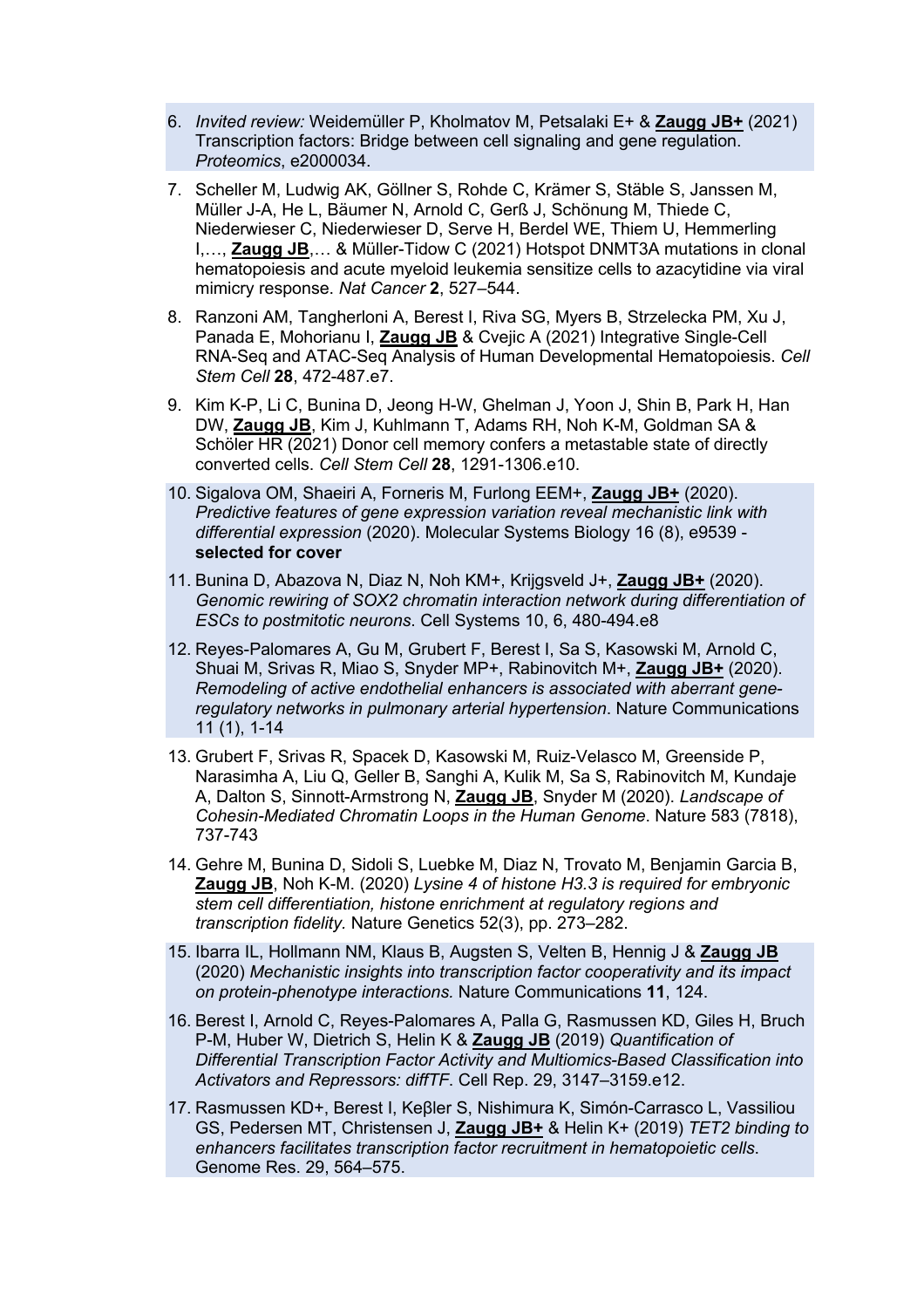6. *Invited review:* Weidemüller P, Kholmatov M, Petsalaki E+ & **Zaugg JB+** (2021) Transcription factors: Bridge between cell signaling and gene regulation. *Proteomics*, e2000034.

7. Scheller M, Ludwig AK, Göllner S, Rohde C, Krämer S, Stäble S, Janssen M, Müller J-A, He L, Bäumer N, Arnold C, Gerß J, Schönung M, Thiede C, Niederwieser C, Niederwieser D, Serve H, Berdel WE, Thiem U, Hemmerling I,…, **Zaugg JB**,… & Müller-Tidow C (2021) Hotspot DNMT3A mutations in clonal hematopoiesis and acute myeloid leukemia sensitize cells to azacytidine via viral mimicry response. *Nat Cancer* **2**, 527–544.

8. Ranzoni AM, Tangherloni A, Berest I, Riva SG, Myers B, Strzelecka PM, Xu J, Panada E, Mohorianu I, **Zaugg JB** & Cvejic A (2021) Integrative Single-Cell RNA-Seq and ATAC-Seq Analysis of Human Developmental Hematopoiesis. *Cell Stem Cell* **28**, 472-487.e7.

9. Kim K-P, Li C, Bunina D, Jeong H-W, Ghelman J, Yoon J, Shin B, Park H, Han DW, **Zaugg JB**, Kim J, Kuhlmann T, Adams RH, Noh K-M, Goldman SA & Schöler HR (2021) Donor cell memory confers a metastable state of directly converted cells. *Cell Stem Cell* **28**, 1291-1306.e10.

10. Sigalova OM, Shaeiri A, Forneris M, Furlong EEM+, **Zaugg JB+** (2020). *Predictive features of gene expression variation reveal mechanistic link with differential expression* (2020). Molecular Systems Biology 16 (8), e9539 - **selected for cover**

11. Bunina D, Abazova N, Diaz N, Noh KM+, Krijgsveld J+, **Zaugg JB+** (2020). *Genomic rewiring of SOX2 chromatin interaction network during differentiation of ESCs to postmitotic neurons*. Cell Systems 10, 6, 480-494.e8

12. Reyes-Palomares A, Gu M, Grubert F, Berest I, Sa S, Kasowski M, Arnold C, Shuai M, Srivas R, Miao S, Snyder MP+, Rabinovitch M+, **Zaugg JB+** (2020). *Remodeling of active endothelial enhancers is associated with aberrant gene-regulatory networks in pulmonary arterial hypertension*. Nature Communications 11 (1), 1-14

13. Grubert F, Srivas R, Spacek D, Kasowski M, Ruiz-Velasco M, Greenside P, Narasimha A, Liu Q, Geller B, Sanghi A, Kulik M, Sa S, Rabinovitch M, Kundaje A, Dalton S, Sinnott-Armstrong N, **Zaugg JB**, Snyder M (2020). *Landscape of Cohesin-Mediated Chromatin Loops in the Human Genome*. Nature 583 (7818), 737-743

14. Gehre M, Bunina D, Sidoli S, Luebke M, Diaz N, Trovato M, Benjamin Garcia B, **Zaugg JB**, Noh K-M. (2020) *Lysine 4 of histone H3.3 is required for embryonic stem cell differentiation, histone enrichment at regulatory regions and transcription fidelity.* Nature Genetics 52(3), pp. 273–282.

15. Ibarra IL, Hollmann NM, Klaus B, Augsten S, Velten B, Hennig J & **Zaugg JB** (2020) *Mechanistic insights into transcription factor cooperativity and its impact on protein-phenotype interactions.* Nature Communications **11**, 124.

16. Berest I, Arnold C, Reyes-Palomares A, Palla G, Rasmussen KD, Giles H, Bruch P-M, Huber W, Dietrich S, Helin K & **Zaugg JB** (2019) *Quantification of Differential Transcription Factor Activity and Multiomics-Based Classification into Activators and Repressors: diffTF*. Cell Rep. 29, 3147–3159.e12.

17. Rasmussen KD+, Berest I, Keβler S, Nishimura K, Simón-Carrasco L, Vassiliou GS, Pedersen MT, Christensen J, **Zaugg JB+** & Helin K+ (2019) *TET2 binding to enhancers facilitates transcription factor recruitment in hematopoietic cells.* Genome Res. 29, 564–575.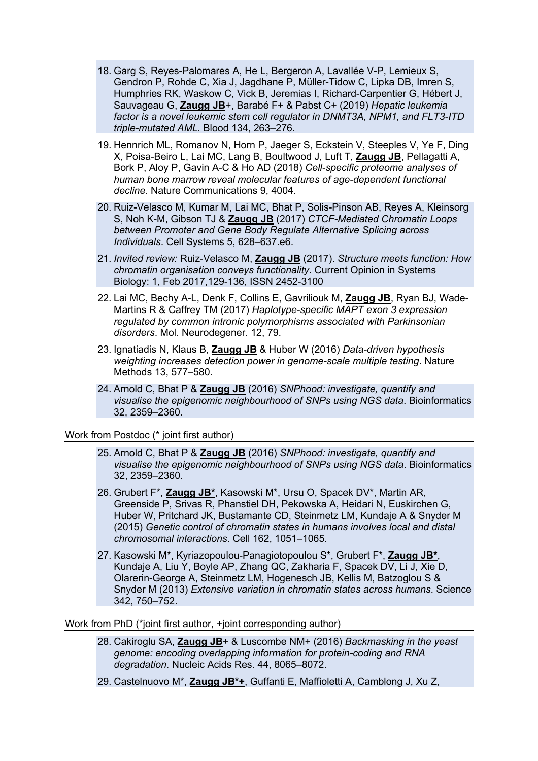18. Garg S, Reyes-Palomares A, He L, Bergeron A, Lavallée V-P, Lemieux S, Gendron P, Rohde C, Xia J, Jagdhane P, Müller-Tidow C, Lipka DB, Imren S, Humphries RK, Waskow C, Vick B, Jeremias I, Richard-Carpentier G, Hébert J, Sauvageau G, **Zaugg JB**+, Barabé F+ & Pabst C+ (2019) *Hepatic leukemia factor is a novel leukemic stem cell regulator in DNMT3A, NPM1, and FLT3-ITD triple-mutated AML.* Blood 134, 263–276.

19. Hennrich ML, Romanov N, Horn P, Jaeger S, Eckstein V, Steeples V, Ye F, Ding X, Poisa-Beiro L, Lai MC, Lang B, Boultwood J, Luft T, **Zaugg JB**, Pellagatti A, Bork P, Aloy P, Gavin A-C & Ho AD (2018) *Cell-specific proteome analyses of human bone marrow reveal molecular features of age-dependent functional decline*. Nature Communications 9, 4004.

20. Ruiz-Velasco M, Kumar M, Lai MC, Bhat P, Solis-Pinson AB, Reyes A, Kleinsorg S, Noh K-M, Gibson TJ & **Zaugg JB** (2017) *CTCF-Mediated Chromatin Loops between Promoter and Gene Body Regulate Alternative Splicing across Individuals*. Cell Systems 5, 628–637.e6.

21. *Invited review:* Ruiz-Velasco M, **Zaugg JB** (2017). *Structure meets function: How chromatin organisation conveys functionality*. Current Opinion in Systems Biology: 1, Feb 2017,129-136, ISSN 2452-3100

22. Lai MC, Bechy A-L, Denk F, Collins E, Gavriliouk M, **Zaugg JB**, Ryan BJ, Wade-Martins R & Caffrey TM (2017) *Haplotype-specific MAPT exon 3 expression regulated by common intronic polymorphisms associated with Parkinsonian disorders*. Mol. Neurodegener. 12, 79.

23. Ignatiadis N, Klaus B, **Zaugg JB** & Huber W (2016) *Data-driven hypothesis weighting increases detection power in genome-scale multiple testing*. Nature Methods 13, 577–580.

24. Arnold C, Bhat P & **Zaugg JB** (2016) *SNPhood: investigate, quantify and visualise the epigenomic neighbourhood of SNPs using NGS data*. Bioinformatics 32, 2359–2360.

Work from Postdoc (* joint first author)

25. Arnold C, Bhat P & **Zaugg JB** (2016) *SNPhood: investigate, quantify and visualise the epigenomic neighbourhood of SNPs using NGS data*. Bioinformatics 32, 2359–2360.

26. Grubert F*, **Zaugg JB***, Kasowski M*, Ursu O, Spacek DV*, Martin AR, Greenside P, Srivas R, Phanstiel DH, Pekowska A, Heidari N, Euskirchen G, Huber W, Pritchard JK, Bustamante CD, Steinmetz LM, Kundaje A & Snyder M (2015) *Genetic control of chromatin states in humans involves local and distal chromosomal interactions*. Cell 162, 1051–1065.

27. Kasowski M*, Kyriazopoulou-Panagiotopoulou S*, Grubert F*, **Zaugg JB***, Kundaje A, Liu Y, Boyle AP, Zhang QC, Zakharia F, Spacek DV, Li J, Xie D, Olarerin-George A, Steinmetz LM, Hogenesch JB, Kellis M, Batzoglou S & Snyder M (2013) *Extensive variation in chromatin states across humans*. Science 342, 750–752.

Work from PhD (*joint first author, +joint corresponding author)

28. Cakiroglu SA, **Zaugg JB**+ & Luscombe NM+ (2016) *Backmasking in the yeast genome: encoding overlapping information for protein-coding and RNA degradation*. Nucleic Acids Res. 44, 8065–8072.

29. Castelnuovo M*, **Zaugg JB*+**, Guffanti E, Maffioletti A, Camblong J, Xu Z,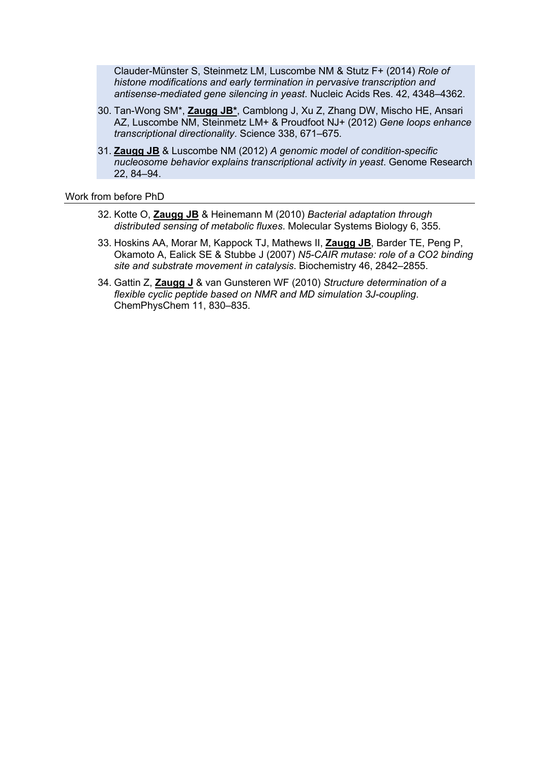Clauder-Münster S, Steinmetz LM, Luscombe NM & Stutz F+ (2014) *Role of histone modifications and early termination in pervasive transcription and antisense-mediated gene silencing in yeast*. Nucleic Acids Res. 42, 4348–4362.

30. Tan-Wong SM*, **Zaugg JB***, Camblong J, Xu Z, Zhang DW, Mischo HE, Ansari AZ, Luscombe NM, Steinmetz LM+ & Proudfoot NJ+ (2012) *Gene loops enhance transcriptional directionality*. Science 338, 671–675.
31. **Zaugg JB** & Luscombe NM (2012) *A genomic model of condition-specific nucleosome behavior explains transcriptional activity in yeast*. Genome Research 22, 84–94.

Work from before PhD

32. Kotte O, **Zaugg JB** & Heinemann M (2010) *Bacterial adaptation through distributed sensing of metabolic fluxes*. Molecular Systems Biology 6, 355.
33. Hoskins AA, Morar M, Kappock TJ, Mathews II, **Zaugg JB**, Barder TE, Peng P, Okamoto A, Ealick SE & Stubbe J (2007) *N5-CAIR mutase: role of a CO2 binding site and substrate movement in catalysis*. Biochemistry 46, 2842–2855.
34. Gattin Z, **Zaugg J** & van Gunsteren WF (2010) *Structure determination of a flexible cyclic peptide based on NMR and MD simulation 3J-coupling*. ChemPhysChem 11, 830–835.